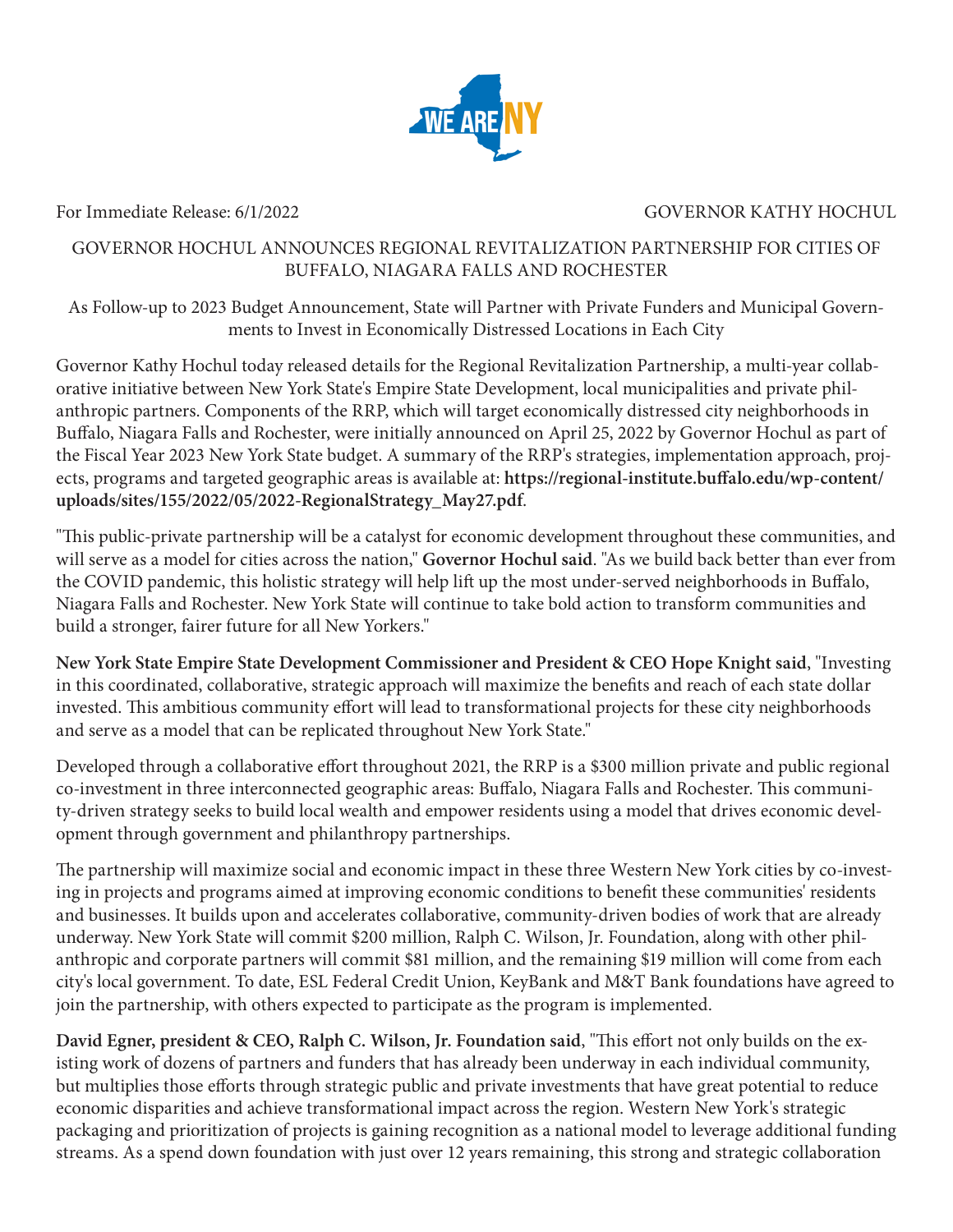For Immediate Release: 6/1/2022 GOVERNOR KATHY HOCHUL

# GOVERNOR HOCHUL ANNOUNCES REGIONAL REVITALIZATION PARTNERSHIP FOR CITIES OF BUFFALO, NIAGARA FALLS AND ROCHESTER

As Follow-up to 2023 Budget Announcement, State will Partner with Private Funders and Municipal Governments to Invest in Economically Distressed Locations in Each City

Governor Kathy Hochul today released details for the Regional Revitalization Partnership, a multi-year collaborative initiative between New York State's Empire State Development, local municipalities and private philanthropic partners. Components of the RRP, which will target economically distressed city neighborhoods in Buffalo, Niagara Falls and Rochester, were initially announced on April 25, 2022 by Governor Hochul as part of the Fiscal Year 2023 New York State budget. A summary of the RRP's strategies, implementation approach, projects, programs and targeted geographic areas is available at: **https://regional-institute.buffalo.edu/wp-content/uploads/sites/155/2022/05/2022-RegionalStrategy_May27.pdf**.

"This public-private partnership will be a catalyst for economic development throughout these communities, and will serve as a model for cities across the nation," **Governor Hochul said**. "As we build back better than ever from the COVID pandemic, this holistic strategy will help lift up the most under-served neighborhoods in Buffalo, Niagara Falls and Rochester. New York State will continue to take bold action to transform communities and build a stronger, fairer future for all New Yorkers."

**New York State Empire State Development Commissioner and President & CEO Hope Knight said**, "Investing in this coordinated, collaborative, strategic approach will maximize the benefits and reach of each state dollar invested. This ambitious community effort will lead to transformational projects for these city neighborhoods and serve as a model that can be replicated throughout New York State."

Developed through a collaborative effort throughout 2021, the RRP is a $300 million private and public regional co-investment in three interconnected geographic areas: Buffalo, Niagara Falls and Rochester. This community-driven strategy seeks to build local wealth and empower residents using a model that drives economic development through government and philanthropy partnerships.

The partnership will maximize social and economic impact in these three Western New York cities by co-investing in projects and programs aimed at improving economic conditions to benefit these communities' residents and businesses. It builds upon and accelerates collaborative, community-driven bodies of work that are already underway. New York State will commit $200 million, Ralph C. Wilson, Jr. Foundation, along with other philanthropic and corporate partners will commit $81 million, and the remaining $19 million will come from each city's local government. To date, ESL Federal Credit Union, KeyBank and M&T Bank foundations have agreed to join the partnership, with others expected to participate as the program is implemented.

**David Egner, president & CEO, Ralph C. Wilson, Jr. Foundation said**, "This effort not only builds on the existing work of dozens of partners and funders that has already been underway in each individual community, but multiplies those efforts through strategic public and private investments that have great potential to reduce economic disparities and achieve transformational impact across the region. Western New York's strategic packaging and prioritization of projects is gaining recognition as a national model to leverage additional funding streams. As a spend down foundation with just over 12 years remaining, this strong and strategic collaboration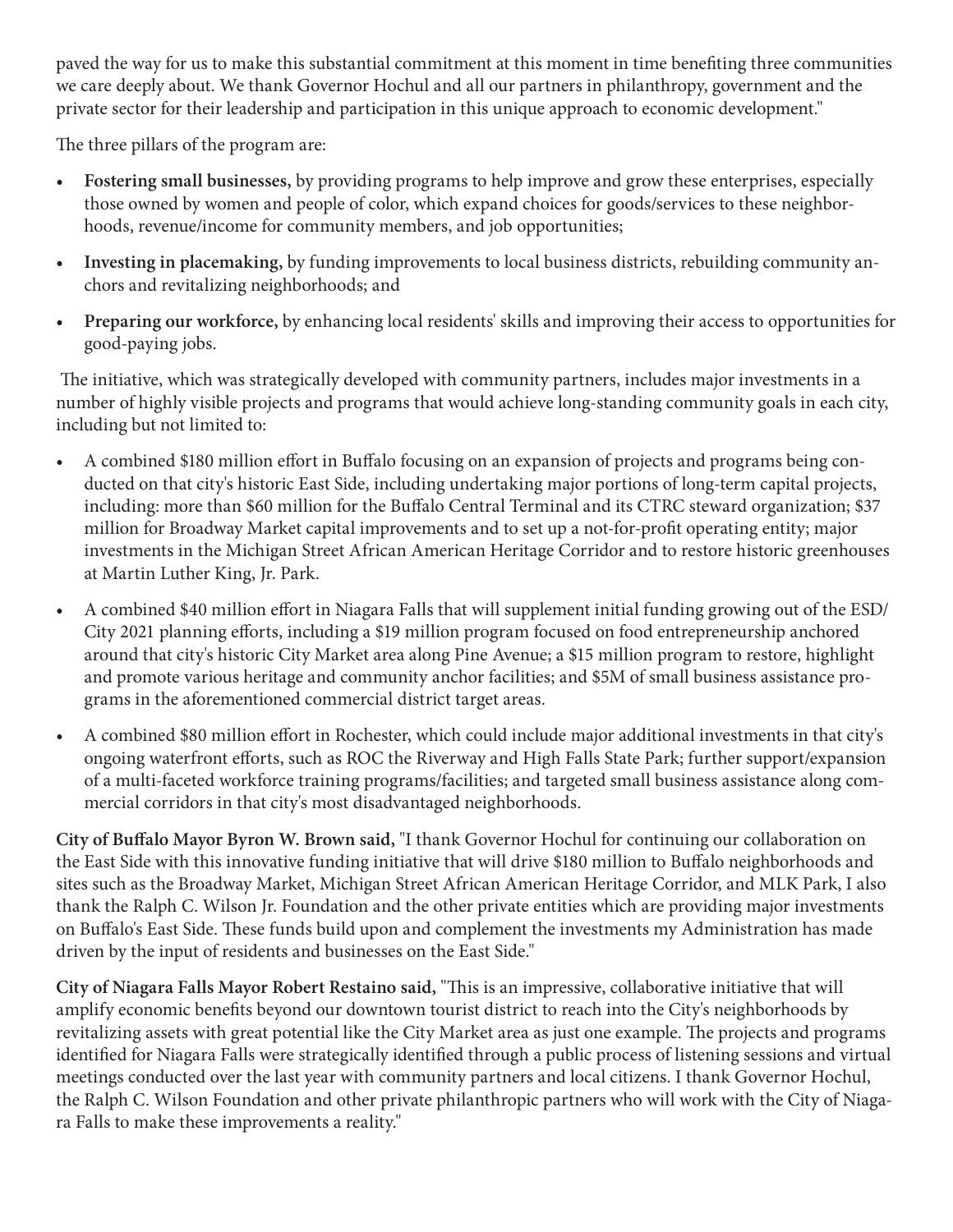paved the way for us to make this substantial commitment at this moment in time benefiting three communities we care deeply about. We thank Governor Hochul and all our partners in philanthropy, government and the private sector for their leadership and participation in this unique approach to economic development."

The three pillars of the program are:

- **Fostering small businesses,** by providing programs to help improve and grow these enterprises, especially those owned by women and people of color, which expand choices for goods/services to these neighborhoods, revenue/income for community members, and job opportunities;
- **Investing in placemaking,** by funding improvements to local business districts, rebuilding community anchors and revitalizing neighborhoods; and
- **Preparing our workforce,** by enhancing local residents' skills and improving their access to opportunities for good-paying jobs.

The initiative, which was strategically developed with community partners, includes major investments in a number of highly visible projects and programs that would achieve long-standing community goals in each city, including but not limited to:

- A combined $180 million effort in Buffalo focusing on an expansion of projects and programs being conducted on that city's historic East Side, including undertaking major portions of long-term capital projects, including: more than $60 million for the Buffalo Central Terminal and its CTRC steward organization; $37 million for Broadway Market capital improvements and to set up a not-for-profit operating entity; major investments in the Michigan Street African American Heritage Corridor and to restore historic greenhouses at Martin Luther King, Jr. Park.
- A combined $40 million effort in Niagara Falls that will supplement initial funding growing out of the ESD/City 2021 planning efforts, including a $19 million program focused on food entrepreneurship anchored around that city's historic City Market area along Pine Avenue; a $15 million program to restore, highlight and promote various heritage and community anchor facilities; and $5M of small business assistance programs in the aforementioned commercial district target areas.
- A combined $80 million effort in Rochester, which could include major additional investments in that city's ongoing waterfront efforts, such as ROC the Riverway and High Falls State Park; further support/expansion of a multi-faceted workforce training programs/facilities; and targeted small business assistance along commercial corridors in that city's most disadvantaged neighborhoods.

**City of Buffalo Mayor Byron W. Brown said,** "I thank Governor Hochul for continuing our collaboration on the East Side with this innovative funding initiative that will drive $180 million to Buffalo neighborhoods and sites such as the Broadway Market, Michigan Street African American Heritage Corridor, and MLK Park, I also thank the Ralph C. Wilson Jr. Foundation and the other private entities which are providing major investments on Buffalo's East Side. These funds build upon and complement the investments my Administration has made driven by the input of residents and businesses on the East Side."

**City of Niagara Falls Mayor Robert Restaino said,** "This is an impressive, collaborative initiative that will amplify economic benefits beyond our downtown tourist district to reach into the City's neighborhoods by revitalizing assets with great potential like the City Market area as just one example. The projects and programs identified for Niagara Falls were strategically identified through a public process of listening sessions and virtual meetings conducted over the last year with community partners and local citizens. I thank Governor Hochul, the Ralph C. Wilson Foundation and other private philanthropic partners who will work with the City of Niagara Falls to make these improvements a reality."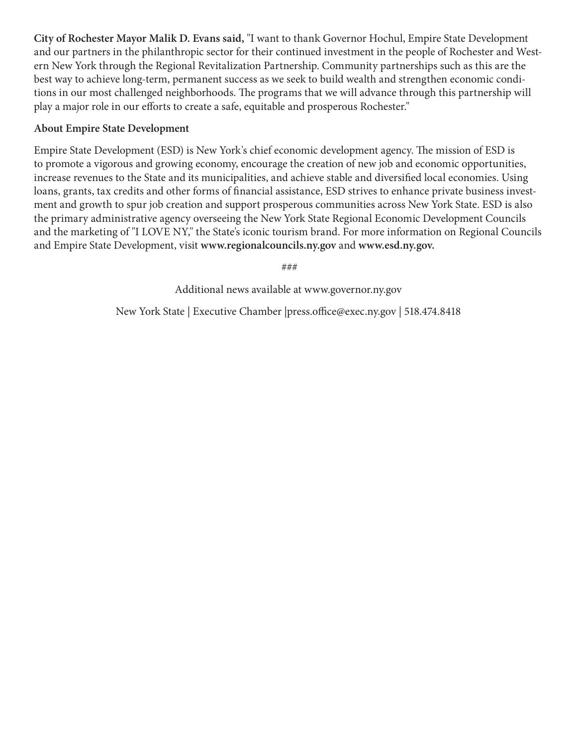**City of Rochester Mayor Malik D. Evans said,** "I want to thank Governor Hochul, Empire State Development and our partners in the philanthropic sector for their continued investment in the people of Rochester and Western New York through the Regional Revitalization Partnership. Community partnerships such as this are the best way to achieve long-term, permanent success as we seek to build wealth and strengthen economic conditions in our most challenged neighborhoods. The programs that we will advance through this partnership will play a major role in our efforts to create a safe, equitable and prosperous Rochester."

**About Empire State Development**

Empire State Development (ESD) is New York's chief economic development agency. The mission of ESD is to promote a vigorous and growing economy, encourage the creation of new job and economic opportunities, increase revenues to the State and its municipalities, and achieve stable and diversified local economies. Using loans, grants, tax credits and other forms of financial assistance, ESD strives to enhance private business investment and growth to spur job creation and support prosperous communities across New York State. ESD is also the primary administrative agency overseeing the New York State Regional Economic Development Councils and the marketing of "I LOVE NY," the State's iconic tourism brand. For more information on Regional Councils and Empire State Development, visit **www.regionalcouncils.ny.gov** and **www.esd.ny.gov.**

###

Additional news available at www.governor.ny.gov

New York State | Executive Chamber |press.office@exec.ny.gov | 518.474.8418